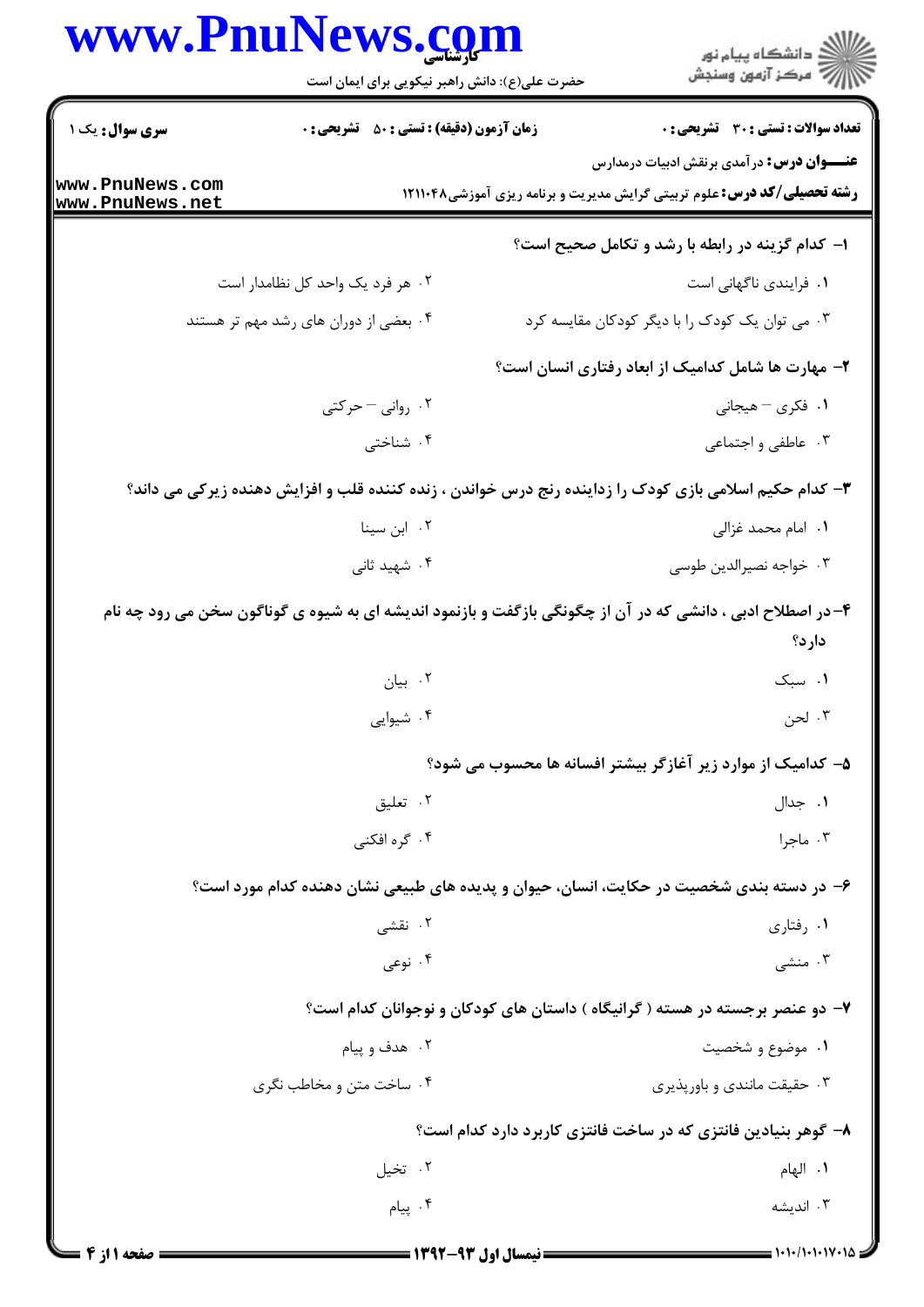**سری سوال:** یک ۱

**زمان آزمون (دقیقه) : تستی : ۵۰ تشریحی : ۰**

**تعداد سوالات : تستی : ۳۰ تشریحی : ۰**

**عنـــوان درس:** درآمدی برنقش ادبیات درمدارس

**رشته تحصیلی/کد درس:** علوم تربیتی گرایش مدیریت و برنامه ریزی آموزشی۱۲۱۱۰۴۸

**۱- کدام گزینه در رابطه با رشد و تکامل صحیح است؟**

۱. فرایندی ناگهانی است

۲. هر فرد یک واحد کل نظامدار است

۳. می توان یک کودک را با دیگر کودکان مقایسه کرد

۴. بعضی از دوران های رشد مهم تر هستند

**۲- مهارت ها شامل کدامیک از ابعاد رفتاری انسان است؟**

۱. فکری – هیجانی

۲. روانی – حرکتی

۳. عاطفی و اجتماعی

۴. شناختی

**۳- کدام حکیم اسلامی بازی کودک را زداینده رنج درس خواندن ، زنده کننده قلب و افزایش دهنده زیرکی می داند؟**

۱. امام محمد غزالی

۲. ابن سینا

۳. خواجه نصیرالدین طوسی

۴. شهید ثانی

**۴- در اصطلاح ادبی ، دانشی که در آن از چگونگی بازگفت و بازنمود اندیشه ای به شیوه ی گوناگون سخن می رود چه نام دارد؟**

۱. سبک

۲. بیان

۳. لحن

۴. شیوایی

**۵- کدامیک از موارد زیر آغازگر بیشتر افسانه ها محسوب می شود؟**

۱. جدال

۲. تعلیق

۳. ماجرا

۴. گره افکنی

**۶- در دسته بندی شخصیت در حکایت، انسان، حیوان و پدیده های طبیعی نشان دهنده کدام مورد است؟**

۱. رفتاری

۲. نقشی

۳. منشی

۴. نوعی

**۷- دو عنصر برجسته در هسته ( گرانیگاه ) داستان های کودکان و نوجوانان کدام است؟**

۱. موضوع و شخصیت

۲. هدف و پیام

۳. حقیقت مانندی و باورپذیری

۴. ساخت متن و مخاطب نگری

**۸- گوهر بنیادین فانتزی که در ساخت فانتزی کاربرد دارد کدام است؟**

۱. الهام

۲. تخیل

۳. اندیشه

۴. پیام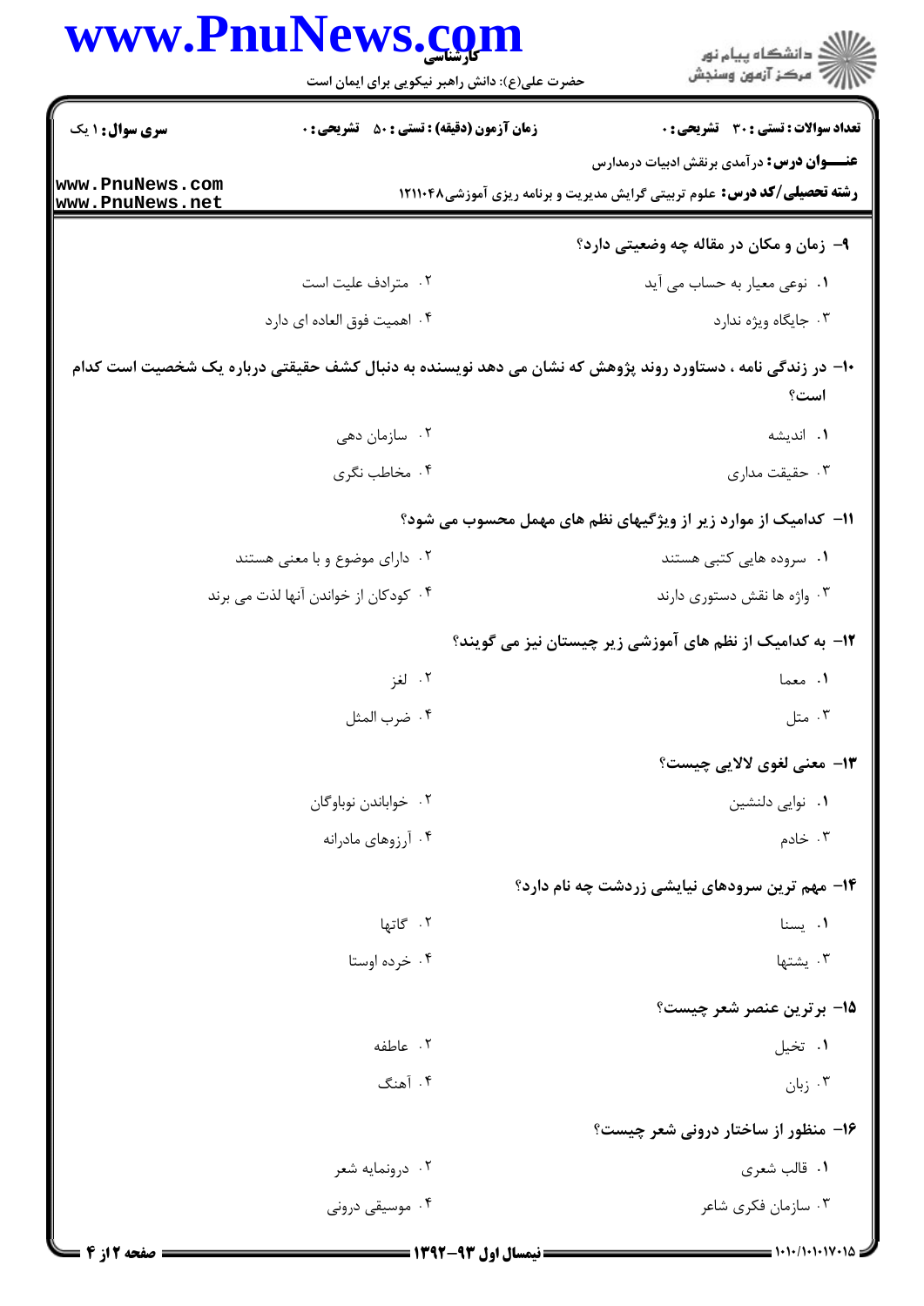**تعداد سوالات : تستی : ۳۰ تشریحی : ۰** | **زمان آزمون (دقیقه) : تستی : ۵۰ تشریحی : ۰** | **سری سوال : ۱ یک**

**عنـــوان درس:** درآمدی برنقش ادبیات درمدارس

**رشته تحصیلی/کد درس:** علوم تربیتی گرایش مدیریت و برنامه ریزی آموزشی۱۲۱۱۰۴۸

**۹- زمان و مکان در مقاله چه وضعیتی دارد؟**

۱. نوعی معیار به حساب می آید

۲. مترادف علیت است

۳. جایگاه ویژه ندارد

۴. اهمیت فوق العاده ای دارد

**۱۰- در زندگی نامه ، دستاورد روند پژوهش که نشان می دهد نویسنده به دنبال کشف حقیقتی درباره یک شخصیت است کدام است؟**

۱. اندیشه

۲. سازمان دهی

۳. حقیقت مداری

۴. مخاطب نگری

**۱۱- کدامیک از موارد زیر از ویژگیهای نظم های مهمل محسوب می شود؟**

۱. سروده هایی کتبی هستند

۲. دارای موضوع و با معنی هستند

۳. واژه ها نقش دستوری دارند

۴. کودکان از خواندن آنها لذت می برند

**۱۲- به کدامیک از نظم های آموزشی زیر چیستان نیز می گویند؟**

۱. معما

۲. لغز

۳. متل

۴. ضرب المثل

**۱۳- معنی لغوی لالایی چیست؟**

۱. نوایی دلنشین

۲. خواباندن نوباوگان

۳. خادم

۴. آرزوهای مادرانه

**۱۴- مهم ترین سرودهای نیایشی زردشت چه نام دارد؟**

۱. یسنا

۲. گاتها

۳. یشتها

۴. خرده اوستا

**۱۵- برترین عنصر شعر چیست؟**

۱. تخیل

۲. عاطفه

۳. زبان

۴. آهنگ

**۱۶- منظور از ساختار درونی شعر چیست؟**

۱. قالب شعری

۲. درونمایه شعر

۳. سازمان فکری شاعر

۴. موسیقی درونی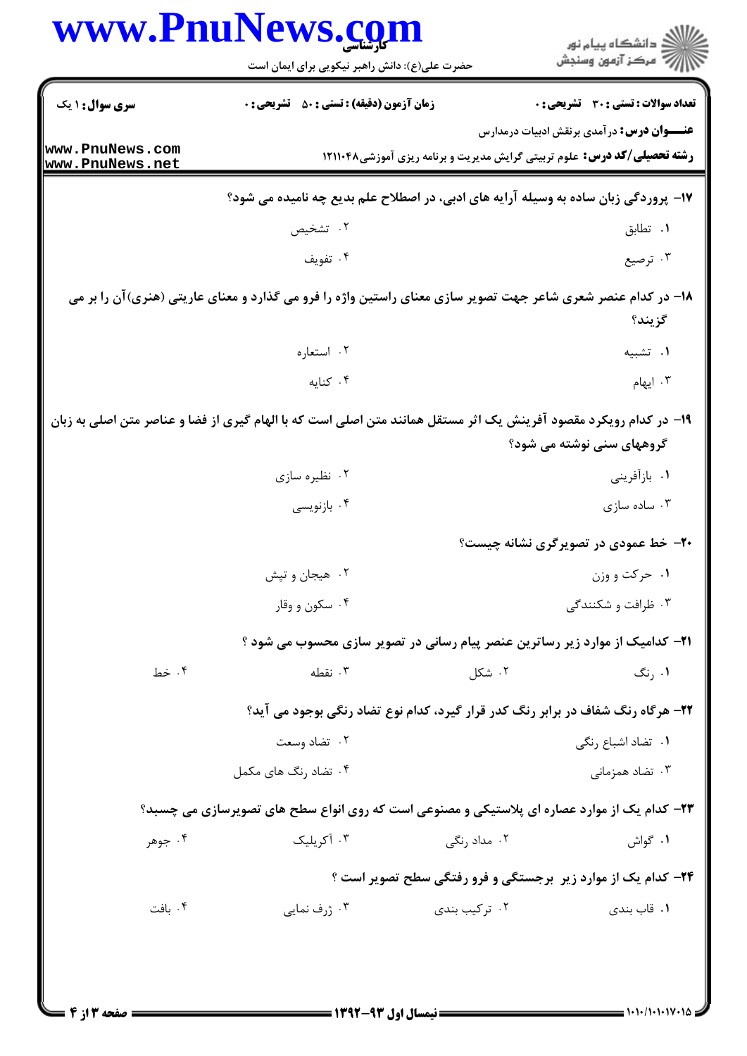**سری سوال:** ۱ یک | **زمان آزمون (دقیقه) : تستی :** ۵۰ **تشریحی :** ۰ | **تعداد سوالات : تستی :** ۳۰ **تشریحی :** ۰

**عنـــوان درس:** درآمدی برنقش ادبیات درمدارس

**رشته تحصیلی/کد درس:** علوم تربیتی گرایش مدیریت و برنامه ریزی آموزشی۱۲۱۱۰۴۸

**۱۷- پروردگی زبان ساده به وسیله آرایه های ادبی، در اصطلاح علم بدیع چه نامیده می شود؟**

۱. تطابق

۲. تشخیص

۳. ترصیع

۴. تفویف

**۱۸- در کدام عنصر شعری شاعر جهت تصویر سازی معنای راستین واژه را فرو می گذارد و معنای عاریتی (هنری)آن را بر می گزیند؟**

۱. تشبیه

۲. استعاره

۳. ایهام

۴. کنایه

**۱۹- در کدام رویکرد مقصود آفرینش یک اثر مستقل همانند متن اصلی است که با الهام گیری از فضا و عناصر متن اصلی به زبان گروههای سنی نوشته می شود؟**

۱. بازآفرینی

۲. نظیره سازی

۳. ساده سازی

۴. بازنویسی

**۲۰- خط عمودی در تصویرگری نشانه چیست؟**

۱. حرکت و وزن

۲. هیجان و تپش

۳. ظرافت و شکنندگی

۴. سکون و وقار

**۲۱- کدامیک از موارد زیر رساترین عنصر پیام رسانی در تصویر سازی محسوب می شود ؟**

۱. رنگ

۲. شکل

۳. نقطه

۴. خط

**۲۲- هرگاه رنگ شفاف در برابر رنگ کدر قرار گیرد، کدام نوع تضاد رنگی بوجود می آید؟**

۱. تضاد اشباع رنگی

۲. تضاد وسعت

۳. تضاد همزمانی

۴. تضاد رنگ های مکمل

**۲۳- کدام یک از موارد عصاره ای پلاستیکی و مصنوعی است که روی انواع سطح های تصویرسازی می چسبد؟**

۱. گواش

۲. مداد رنگی

۳. آکریلیک

۴. جوهر

**۲۴- کدام یک از موارد زیر برجستگی و فرو رفتگی سطح تصویر است ؟**

۱. قاب بندی

۲. ترکیب بندی

۳. ژرف نمایی

۴. بافت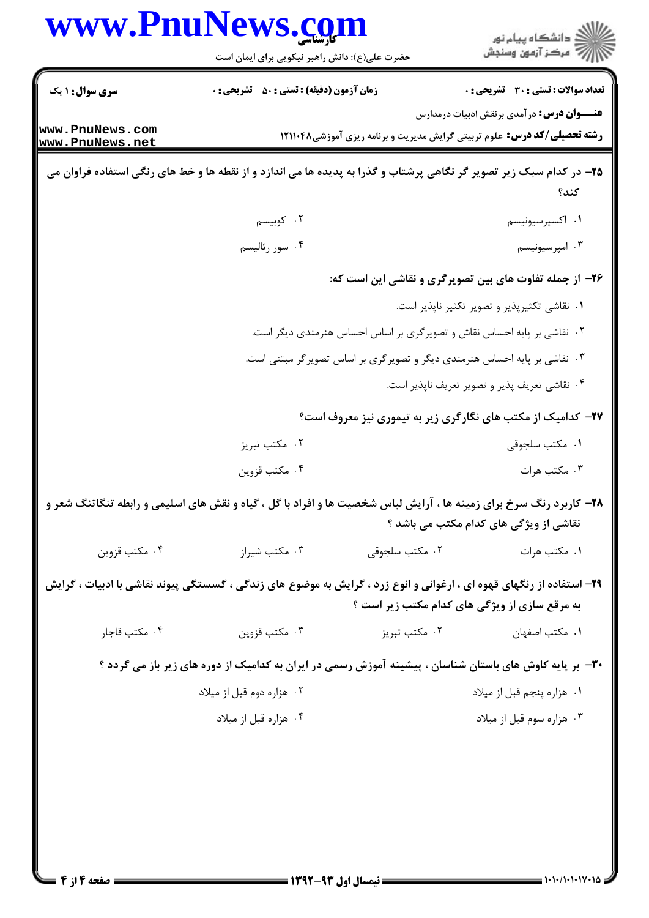۲۵- در کدام سبک زیر تصویر گر نگاهی پرشتاب و گذرا به پدیده ها می اندازد و از نقطه ها و خط های رنگی استفاده فراوان می کند؟

۱. اکسپرسیونیسم
۲. کوبیسم
۳. امپرسیونیسم
۴. سور رئالیسم

۲۶- از جمله تفاوت های بین تصویرگری و نقاشی این است که:

۱. نقاشی تکثیرپذیر و تصویر تکثیر ناپذیر است.
۲. نقاشی بر پایه احساس نقاش و تصویرگری بر اساس احساس هنرمندی دیگر است.
۳. نقاشی بر پایه احساس هنرمندی دیگر و تصویرگری بر اساس تصویرگر مبتنی است.
۴. نقاشی تعریف پذیر و تصویر تعریف ناپذیر است.

۲۷- کدامیک از مکتب های نگارگری زیر به تیموری نیز معروف است؟

۱. مکتب سلجوقی
۲. مکتب تبریز
۳. مکتب هرات
۴. مکتب قزوین

۲۸- کاربرد رنگ سرخ برای زمینه ها ، آرایش لباس شخصیت ها و افراد با گل ، گیاه و نقش های اسلیمی و رابطه تنگاتنگ شعر و نقاشی از ویژگی های کدام مکتب می باشد ؟

۱. مکتب هرات
۲. مکتب سلجوقی
۳. مکتب شیراز
۴. مکتب قزوین

۲۹- استفاده از رنگهای قهوه ای ، ارغوانی و انوع زرد ، گرایش به موضوع های زندگی ، گسستگی پیوند نقاشی با ادبیات ، گرایش به مرقع سازی از ویژگی های کدام مکتب زیر است ؟

۱. مکتب اصفهان
۲. مکتب تبریز
۳. مکتب قزوین
۴. مکتب قاجار

۳۰- بر پایه کاوش های باستان شناسان ، پیشینه آموزش رسمی در ایران به کدامیک از دوره های زیر باز می گردد ؟

۱. هزاره پنجم قبل از میلاد
۲. هزاره دوم قبل از میلاد
۳. هزاره سوم قبل از میلاد
۴. هزاره قبل از میلاد